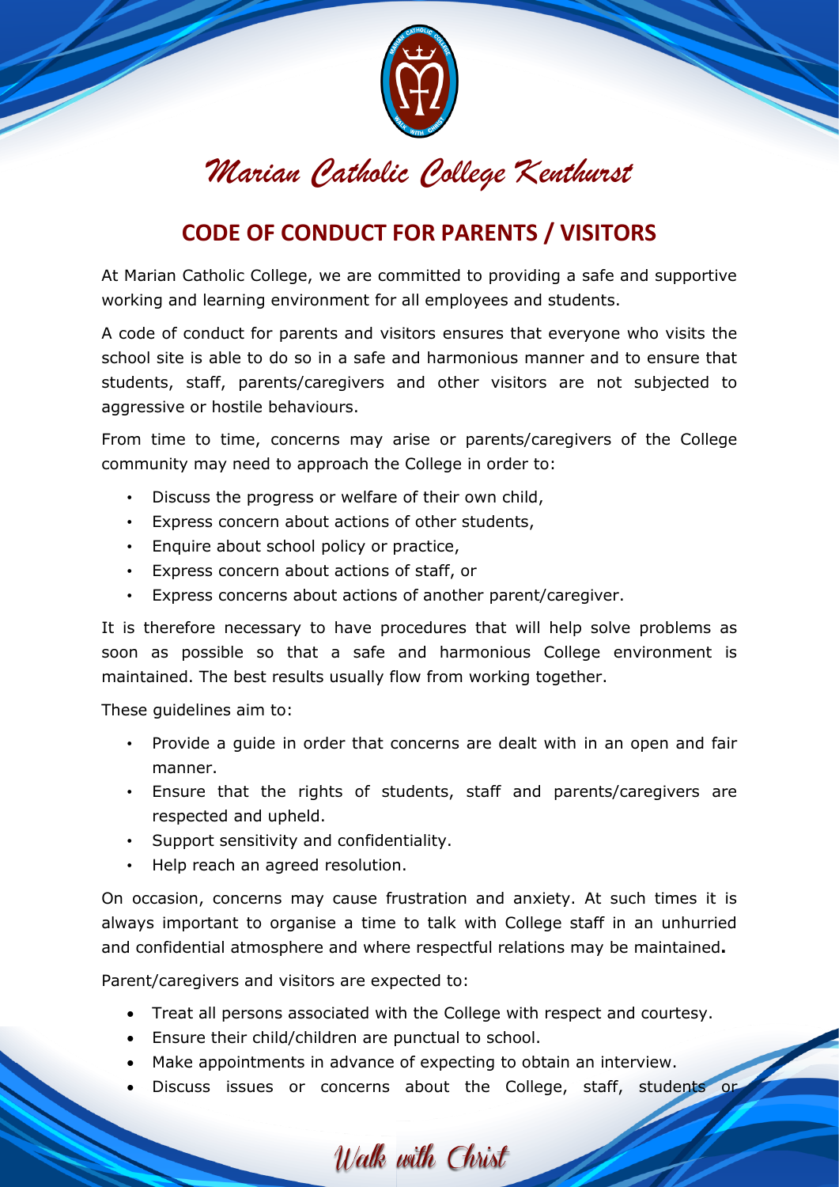# Marian Catholic College Kenthurst

## CODE OF CONDUCT FOR PARENTS / VISITORS

At Marian Catholic College, we are committed to providing a safe and supportive working and learning environment for all employees and students.

A code of conduct for parents and visitors ensures that everyone who visits the school site is able to do so in a safe and harmonious manner and to ensure that students, staff, parents/caregivers and other visitors are not subjected to aggressive or hostile behaviours.

From time to time, concerns may arise or parents/caregivers of the College community may need to approach the College in order to:

- Discuss the progress or welfare of their own child,
- Express concern about actions of other students,
- Enquire about school policy or practice,
- Express concern about actions of staff, or
- Express concerns about actions of another parent/caregiver.

It is therefore necessary to have procedures that will help solve problems as soon as possible so that a safe and harmonious College environment is maintained. The best results usually flow from working together.

These guidelines aim to:

- Provide a guide in order that concerns are dealt with in an open and fair manner.
- Ensure that the rights of students, staff and parents/caregivers are respected and upheld.
- Support sensitivity and confidentiality.
- Help reach an agreed resolution.

On occasion, concerns may cause frustration and anxiety. At such times it is always important to organise a time to talk with College staff in an unhurried and confidential atmosphere and where respectful relations may be maintained**.**

Parent/caregivers and visitors are expected to:

- Treat all persons associated with the College with respect and courtesy.
- Ensure their child/children are punctual to school.
- Make appointments in advance of expecting to obtain an interview.
- Discuss issues or concerns about the College, staff, students or

*Walk with Christ*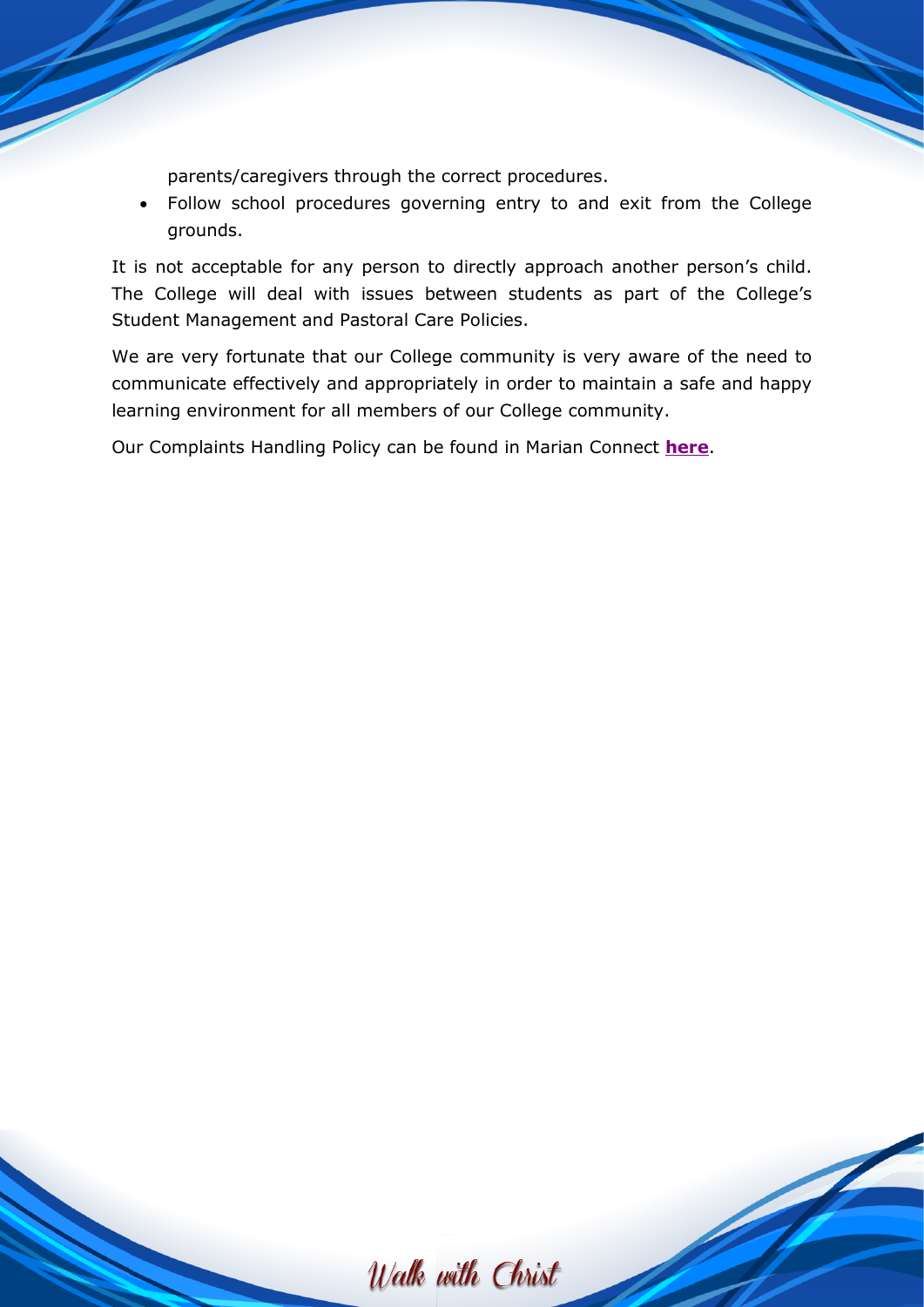parents/caregivers through the correct procedures.

- Follow school procedures governing entry to and exit from the College grounds.

It is not acceptable for any person to directly approach another person's child. The College will deal with issues between students as part of the College's Student Management and Pastoral Care Policies.

We are very fortunate that our College community is very aware of the need to communicate effectively and appropriately in order to maintain a safe and happy learning environment for all members of our College community.

Our Complaints Handling Policy can be found in Marian Connect **here**.